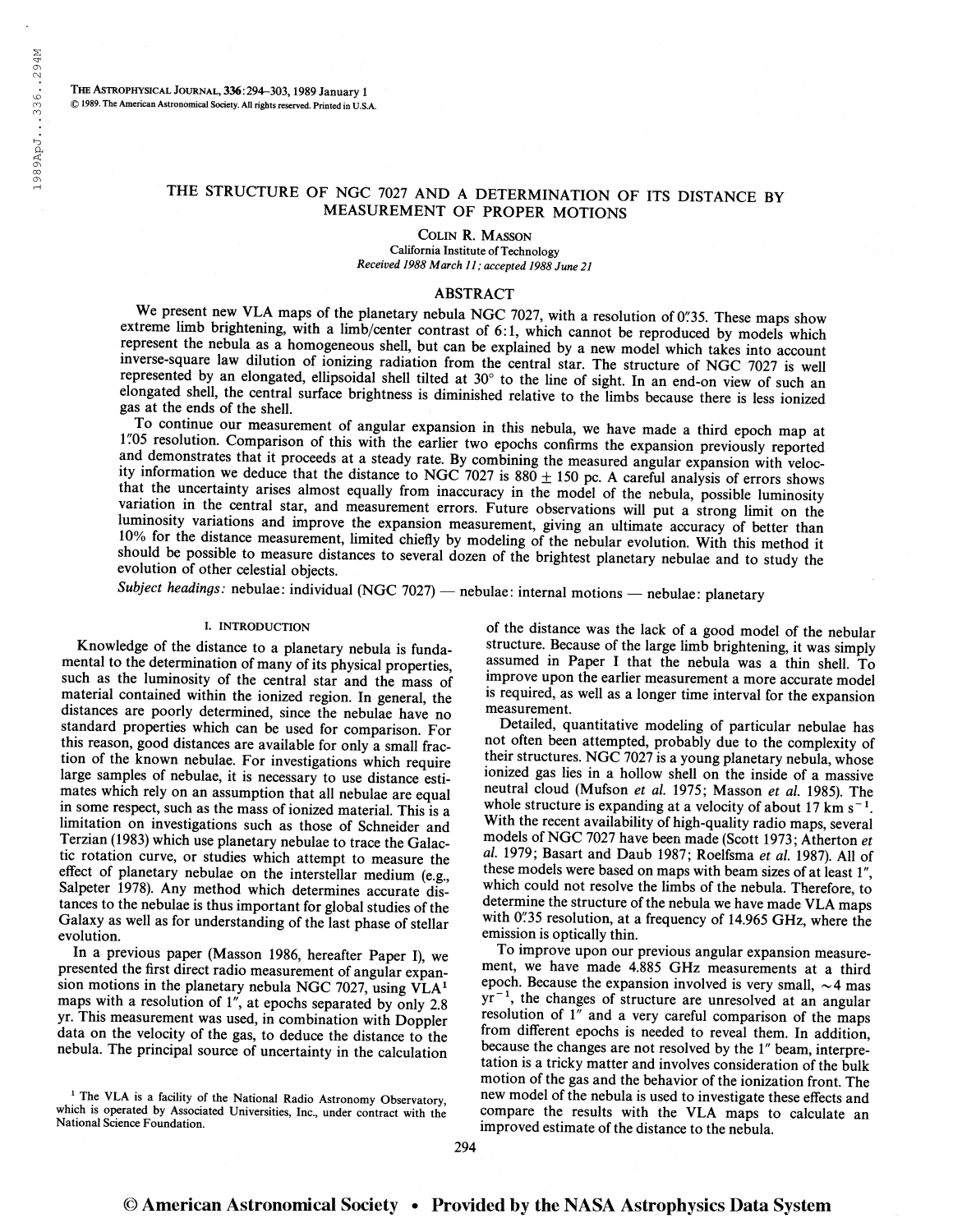# THE STRUCTURE OF NGC 7027 AND A DETERMINATION OF ITS DISTANCE BY MEASUREMENT OF PROPER MOTIONS

Colin R. Masson

California Institute of Technology

*Received 1988 March 11; accepted 1988 June 21*

## ABSTRACT

We present new VLA maps of the planetary nebula NGC 7027, with a resolution of 0".35. These maps show extreme limb brightening, with a limb/center contrast of 6:1, which cannot be reproduced by models which represent the nebula as a homogeneous shell, but can be explained by a new model which takes into account inverse-square law dilution of ionizing radiation from the central star. The structure of NGC 7027 is well represented by an elongated, ellipsoidal shell tilted at 30° to the line of sight. In an end-on view of such an elongated shell, the central surface brightness is diminished relative to the limbs because there is less ionized gas at the ends of the shell.

To continue our measurement of angular expansion in this nebula, we have made a third epoch map at 1".05 resolution. Comparison of this with the earlier two epochs confirms the expansion previously reported and demonstrates that it proceeds at a steady rate. By combining the measured angular expansion with velocity information we deduce that the distance to NGC 7027 is 880 ± 150 pc. A careful analysis of errors shows that the uncertainty arises almost equally from inaccuracy in the model of the nebula, possible luminosity variation in the central star, and measurement errors. Future observations will put a strong limit on the luminosity variations and improve the expansion measurement, giving an ultimate accuracy of better than 10% for the distance measurement, limited chiefly by modeling of the nebular evolution. With this method it should be possible to measure distances to several dozen of the brightest planetary nebulae and to study the evolution of other celestial objects.

*Subject headings:* nebulae: individual (NGC 7027) — nebulae: internal motions — nebulae: planetary

## I. INTRODUCTION

Knowledge of the distance to a planetary nebula is fundamental to the determination of many of its physical properties, such as the luminosity of the central star and the mass of material contained within the ionized region. In general, the distances are poorly determined, since the nebulae have no standard properties which can be used for comparison. For this reason, good distances are available for only a small fraction of the known nebulae. For investigations which require large samples of nebulae, it is necessary to use distance estimates which rely on an assumption that all nebulae are equal in some respect, such as the mass of ionized material. This is a limitation on investigations such as those of Schneider and Terzian (1983) which use planetary nebulae to trace the Galactic rotation curve, or studies which attempt to measure the effect of planetary nebulae on the interstellar medium (e.g., Salpeter 1978). Any method which determines accurate distances to the nebulae is thus important for global studies of the Galaxy as well as for understanding of the last phase of stellar evolution.

In a previous paper (Masson 1986, hereafter Paper I), we presented the first direct radio measurement of angular expansion motions in the planetary nebula NGC 7027, using VLA[1] maps with a resolution of 1", at epochs separated by only 2.8 yr. This measurement was used, in combination with Doppler data on the velocity of the gas, to deduce the distance to the nebula. The principal source of uncertainty in the calculation of the distance was the lack of a good model of the nebular structure. Because of the large limb brightening, it was simply assumed in Paper I that the nebula was a thin shell. To improve upon the earlier measurement a more accurate model is required, as well as a longer time interval for the expansion measurement.

Detailed, quantitative modeling of particular nebulae has not often been attempted, probably due to the complexity of their structures. NGC 7027 is a young planetary nebula, whose ionized gas lies in a hollow shell on the inside of a massive neutral cloud (Mufson *et al.* 1975; Masson *et al.* 1985). The whole structure is expanding at a velocity of about 17 km $s^{-1}$. With the recent availability of high-quality radio maps, several models of NGC 7027 have been made (Scott 1973; Atherton *et al.* 1979; Basart and Daub 1987; Roelfsma *et al.* 1987). All of these models were based on maps with beam sizes of at least 1", which could not resolve the limbs of the nebula. Therefore, to determine the structure of the nebula we have made VLA maps with 0".35 resolution, at a frequency of 14.965 GHz, where the emission is optically thin.

To improve upon our previous angular expansion measurement, we have made 4.885 GHz measurements at a third epoch. Because the expansion involved is very small, ~4 mas $yr^{-1}$, the changes of structure are unresolved at an angular resolution of 1" and a very careful comparison of the maps from different epochs is needed to reveal them. In addition, because the changes are not resolved by the 1" beam, interpretation is a tricky matter and involves consideration of the bulk motion of the gas and the behavior of the ionization front. The new model of the nebula is used to investigate these effects and compare the results with the VLA maps to calculate an improved estimate of the distance to the nebula.

[1] The VLA is a facility of the National Radio Astronomy Observatory, which is operated by Associated Universities, Inc., under contract with the National Science Foundation.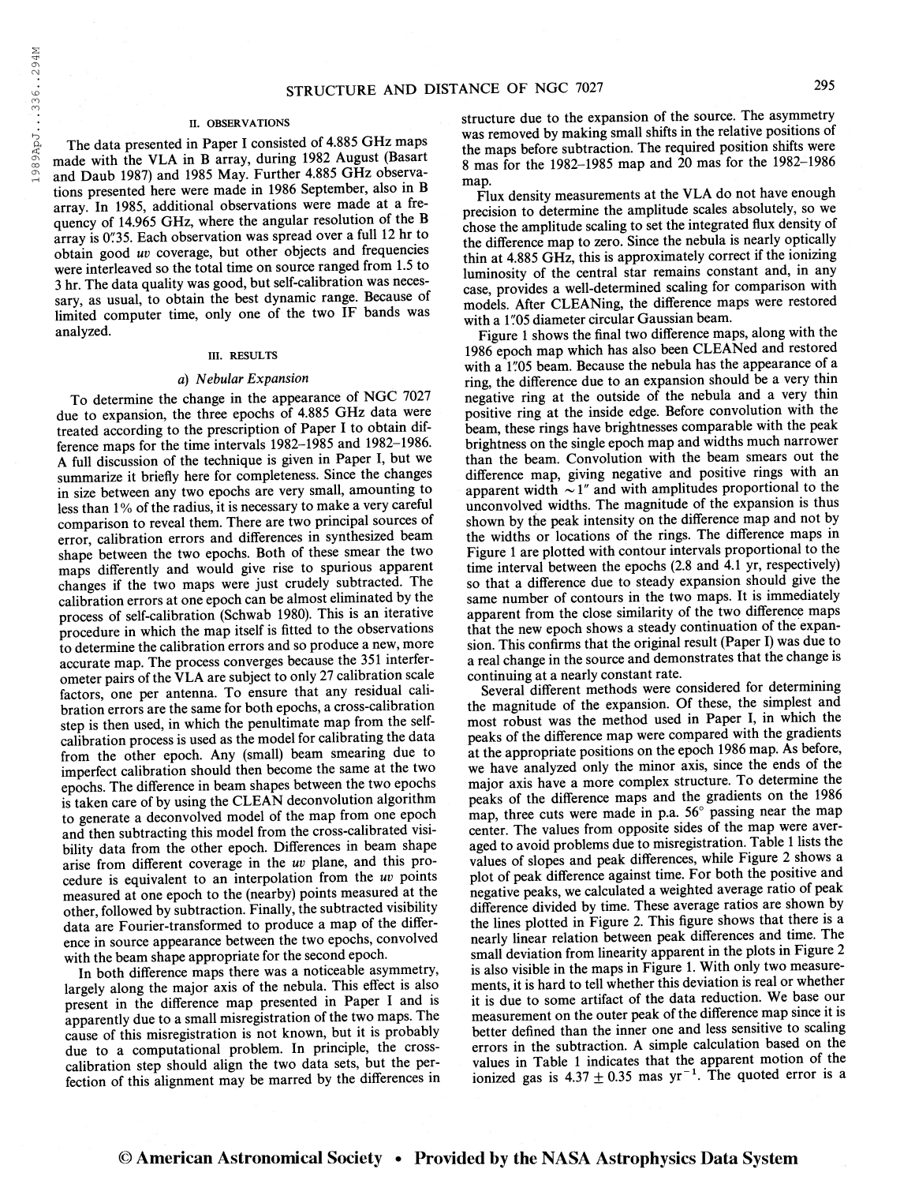## II. OBSERVATIONS

The data presented in Paper I consisted of 4.885 GHz maps made with the VLA in B array, during 1982 August (Basart and Daub 1987) and 1985 May. Further 4.885 GHz observations presented here were made in 1986 September, also in B array. In 1985, additional observations were made at a frequency of 14.965 GHz, where the angular resolution of the B array is 0″35. Each observation was spread over a full 12 hr to obtain good *uv* coverage, but other objects and frequencies were interleaved so the total time on source ranged from 1.5 to 3 hr. The data quality was good, but self-calibration was necessary, as usual, to obtain the best dynamic range. Because of limited computer time, only one of the two IF bands was analyzed.

## III. RESULTS

### *a) Nebular Expansion*

To determine the change in the appearance of NGC 7027 due to expansion, the three epochs of 4.885 GHz data were treated according to the prescription of Paper I to obtain difference maps for the time intervals 1982–1985 and 1982–1986. A full discussion of the technique is given in Paper I, but we summarize it briefly here for completeness. Since the changes in size between any two epochs are very small, amounting to less than 1% of the radius, it is necessary to make a very careful comparison to reveal them. There are two principal sources of error, calibration errors and differences in synthesized beam shape between the two epochs. Both of these smear the two maps differently and would give rise to spurious apparent changes if the two maps were just crudely subtracted. The calibration errors at one epoch can be almost eliminated by the process of self-calibration (Schwab 1980). This is an iterative procedure in which the map itself is fitted to the observations to determine the calibration errors and so produce a new, more accurate map. The process converges because the 351 interferometer pairs of the VLA are subject to only 27 calibration scale factors, one per antenna. To ensure that any residual calibration errors are the same for both epochs, a cross-calibration step is then used, in which the penultimate map from the self-calibration process is used as the model for calibrating the data from the other epoch. Any (small) beam smearing due to imperfect calibration should then become the same at the two epochs. The difference in beam shapes between the two epochs is taken care of by using the CLEAN deconvolution algorithm to generate a deconvolved model of the map from one epoch and then subtracting this model from the cross-calibrated visibility data from the other epoch. Differences in beam shape arise from different coverage in the *uv* plane, and this procedure is equivalent to an interpolation from the *uv* points measured at one epoch to the (nearby) points measured at the other, followed by subtraction. Finally, the subtracted visibility data are Fourier-transformed to produce a map of the difference in source appearance between the two epochs, convolved with the beam shape appropriate for the second epoch.

In both difference maps there was a noticeable asymmetry, largely along the major axis of the nebula. This effect is also present in the difference map presented in Paper I and is apparently due to a small misregistration of the two maps. The cause of this misregistration is not known, but it is probably due to a computational problem. In principle, the cross-calibration step should align the two data sets, but the perfection of this alignment may be marred by the differences in structure due to the expansion of the source. The asymmetry was removed by making small shifts in the relative positions of the maps before subtraction. The required position shifts were 8 mas for the 1982–1985 map and 20 mas for the 1982–1986 map.

Flux density measurements at the VLA do not have enough precision to determine the amplitude scales absolutely, so we chose the amplitude scaling to set the integrated flux density of the difference map to zero. Since the nebula is nearly optically thin at 4.885 GHz, this is approximately correct if the ionizing luminosity of the central star remains constant and, in any case, provides a well-determined scaling for comparison with models. After CLEANing, the difference maps were restored with a 1″05 diameter circular Gaussian beam.

Figure 1 shows the final two difference maps, along with the 1986 epoch map which has also been CLEANed and restored with a 1″05 beam. Because the nebula has the appearance of a ring, the difference due to an expansion should be a very thin negative ring at the outside of the nebula and a very thin positive ring at the inside edge. Before convolution with the beam, these rings have brightnesses comparable with the peak brightness on the single epoch map and widths much narrower than the beam. Convolution with the beam smears out the difference map, giving negative and positive rings with an apparent width $\sim 1''$ and with amplitudes proportional to the unconvolved widths. The magnitude of the expansion is thus shown by the peak intensity on the difference map and not by the widths or locations of the rings. The difference maps in Figure 1 are plotted with contour intervals proportional to the time interval between the epochs (2.8 and 4.1 yr, respectively) so that a difference due to steady expansion should give the same number of contours in the two maps. It is immediately apparent from the close similarity of the two difference maps that the new epoch shows a steady continuation of the expansion. This confirms that the original result (Paper I) was due to a real change in the source and demonstrates that the change is continuing at a nearly constant rate.

Several different methods were considered for determining the magnitude of the expansion. Of these, the simplest and most robust was the method used in Paper I, in which the peaks of the difference map were compared with the gradients at the appropriate positions on the epoch 1986 map. As before, we have analyzed only the minor axis, since the ends of the major axis have a more complex structure. To determine the peaks of the difference maps and the gradients on the 1986 map, three cuts were made in p.a. 56° passing near the map center. The values from opposite sides of the map were averaged to avoid problems due to misregistration. Table 1 lists the values of slopes and peak differences, while Figure 2 shows a plot of peak difference against time. For both the positive and negative peaks, we calculated a weighted average ratio of peak difference divided by time. These average ratios are shown by the lines plotted in Figure 2. This figure shows that there is a nearly linear relation between peak differences and time. The small deviation from linearity apparent in the plots in Figure 2 is also visible in the maps in Figure 1. With only two measurements, it is hard to tell whether this deviation is real or whether it is due to some artifact of the data reduction. We base our measurement on the outer peak of the difference map since it is better defined than the inner one and less sensitive to scaling errors in the subtraction. A simple calculation based on the values in Table 1 indicates that the apparent motion of the ionized gas is $4.37 \pm 0.35$ mas $\text{yr}^{-1}$. The quoted error is a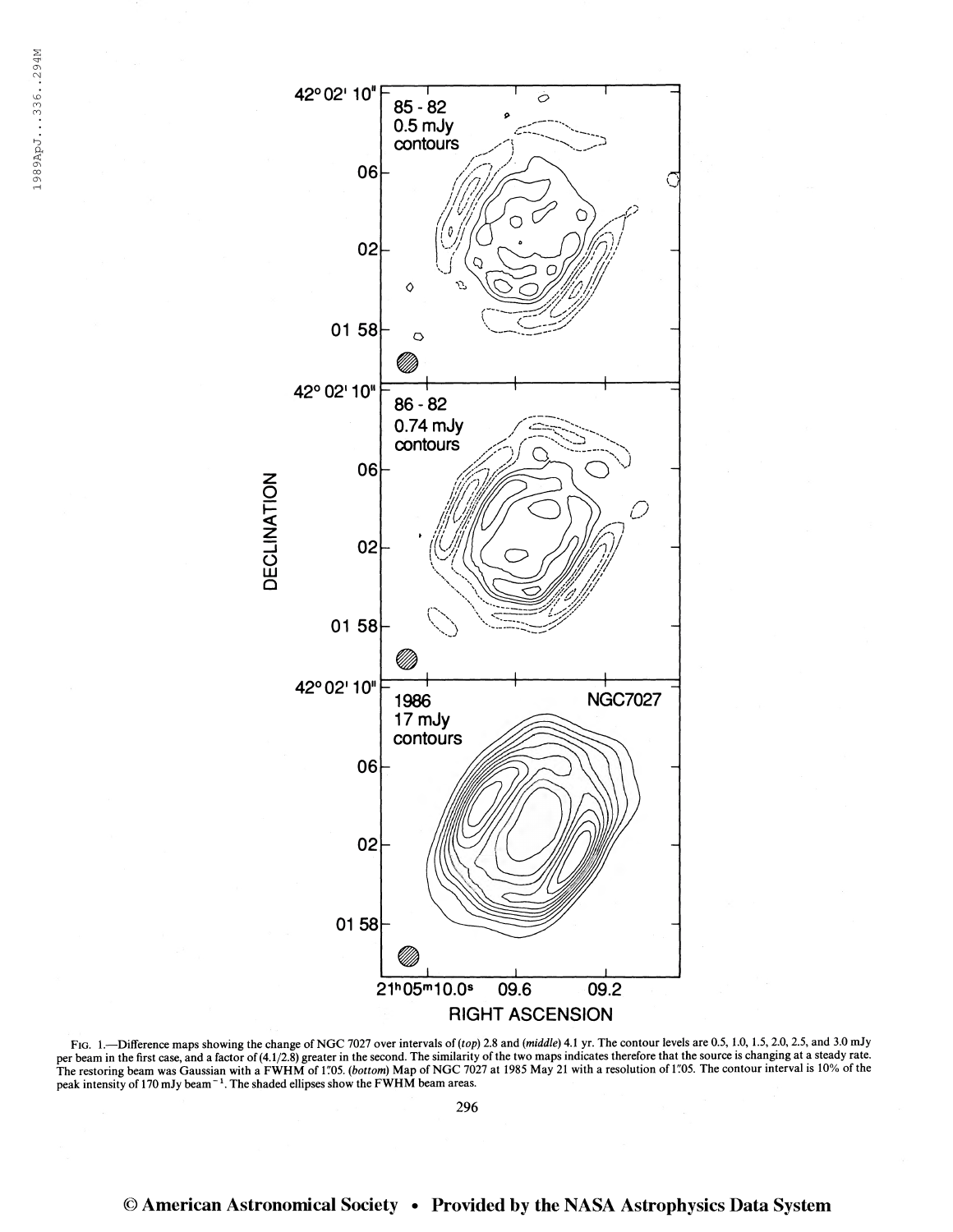FIG. 1.—Difference maps showing the change of NGC 7027 over intervals of (*top*) 2.8 and (*middle*) 4.1 yr. The contour levels are 0.5, 1.0, 1.5, 2.0, 2.5, and 3.0 mJy per beam in the first case, and a factor of (4.1/2.8) greater in the second. The similarity of the two maps indicates therefore that the source is changing at a steady rate. The restoring beam was Gaussian with a FWHM of 1".05. (*bottom*) Map of NGC 7027 at 1985 May 21 with a resolution of 1".05. The contour interval is 10% of the peak intensity of 170 mJy beam$^{-1}$. The shaded ellipses show the FWHM beam areas.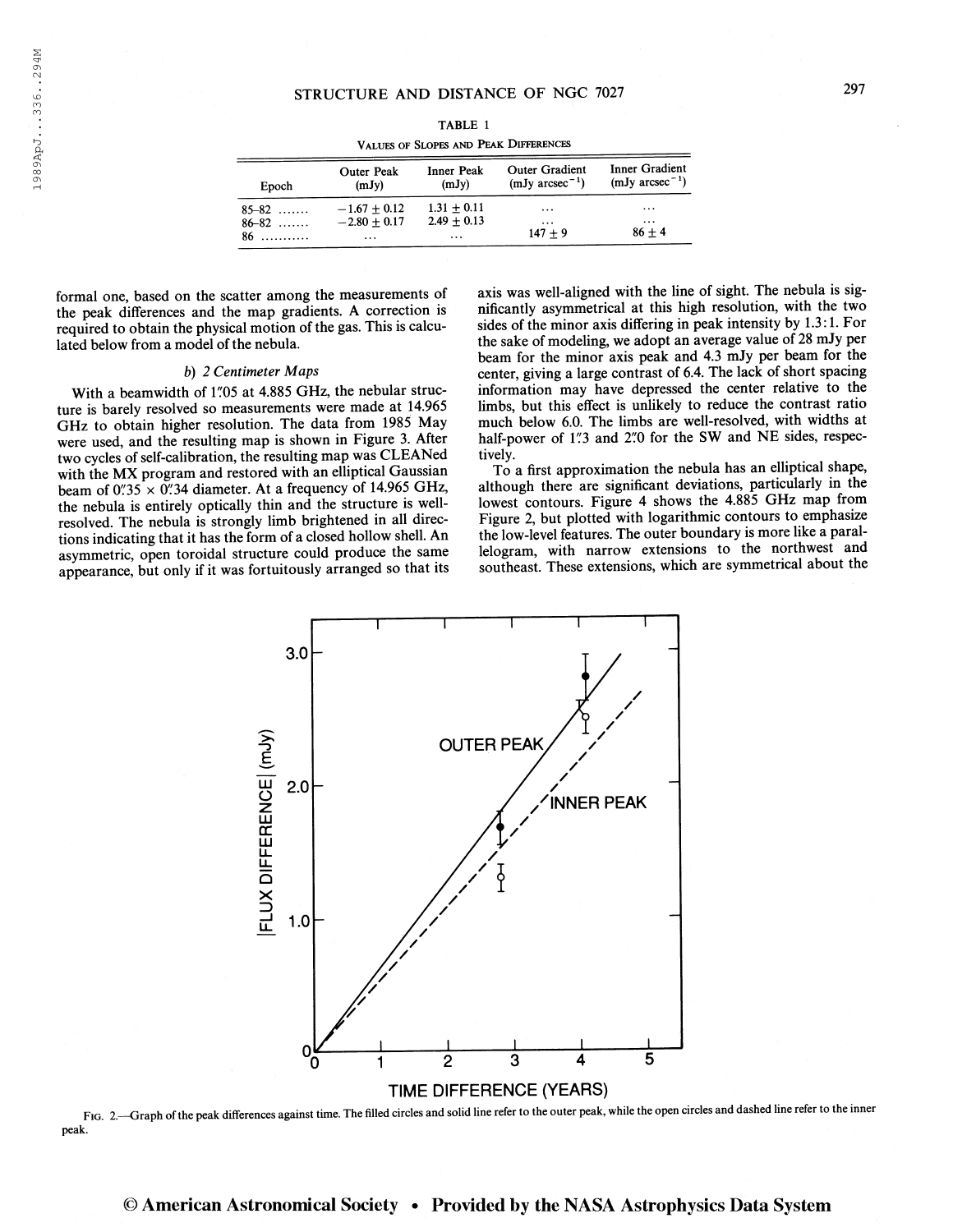TABLE 1

VALUES OF SLOPES AND PEAK DIFFERENCES

| Epoch | Outer Peak (mJy) | Inner Peak (mJy) | Outer Gradient (mJy arcsec$^{-1}$) | Inner Gradient (mJy arcsec$^{-1}$) |
|---|---|---|---|---|
| 85–82 ....... | $-1.67 \pm 0.12$ | $1.31 \pm 0.11$ | ... | ... |
| 86–82 ....... | $-2.80 \pm 0.17$ | $2.49 \pm 0.13$ | ... | ... |
| 86 ........... | ... | ... | $147 \pm 9$ | $86 \pm 4$ |

formal one, based on the scatter among the measurements of the peak differences and the map gradients. A correction is required to obtain the physical motion of the gas. This is calculated below from a model of the nebula.

### *b) 2 Centimeter Maps*

With a beamwidth of 1″.05 at 4.885 GHz, the nebular structure is barely resolved so measurements were made at 14.965 GHz to obtain higher resolution. The data from 1985 May were used, and the resulting map is shown in Figure 3. After two cycles of self-calibration, the resulting map was CLEANed with the MX program and restored with an elliptical Gaussian beam of 0″.35 × 0″.34 diameter. At a frequency of 14.965 GHz, the nebula is entirely optically thin and the structure is well-resolved. The nebula is strongly limb brightened in all directions indicating that it has the form of a closed hollow shell. An asymmetric, open toroidal structure could produce the same appearance, but only if it was fortuitously arranged so that its axis was well-aligned with the line of sight. The nebula is significantly asymmetrical at this high resolution, with the two sides of the minor axis differing in peak intensity by 1.3:1. For the sake of modeling, we adopt an average value of 28 mJy per beam for the minor axis peak and 4.3 mJy per beam for the center, giving a large contrast of 6.4. The lack of short spacing information may have depressed the center relative to the limbs, but this effect is unlikely to reduce the contrast ratio much below 6.0. The limbs are well-resolved, with widths at half-power of 1″.3 and 2″.0 for the SW and NE sides, respectively.

To a first approximation the nebula has an elliptical shape, although there are significant deviations, particularly in the lowest contours. Figure 4 shows the 4.885 GHz map from Figure 2, but plotted with logarithmic contours to emphasize the low-level features. The outer boundary is more like a parallelogram, with narrow extensions to the northwest and southeast. These extensions, which are symmetrical about the

FIG. 2.—Graph of the peak differences against time. The filled circles and solid line refer to the outer peak, while the open circles and dashed line refer to the inner peak.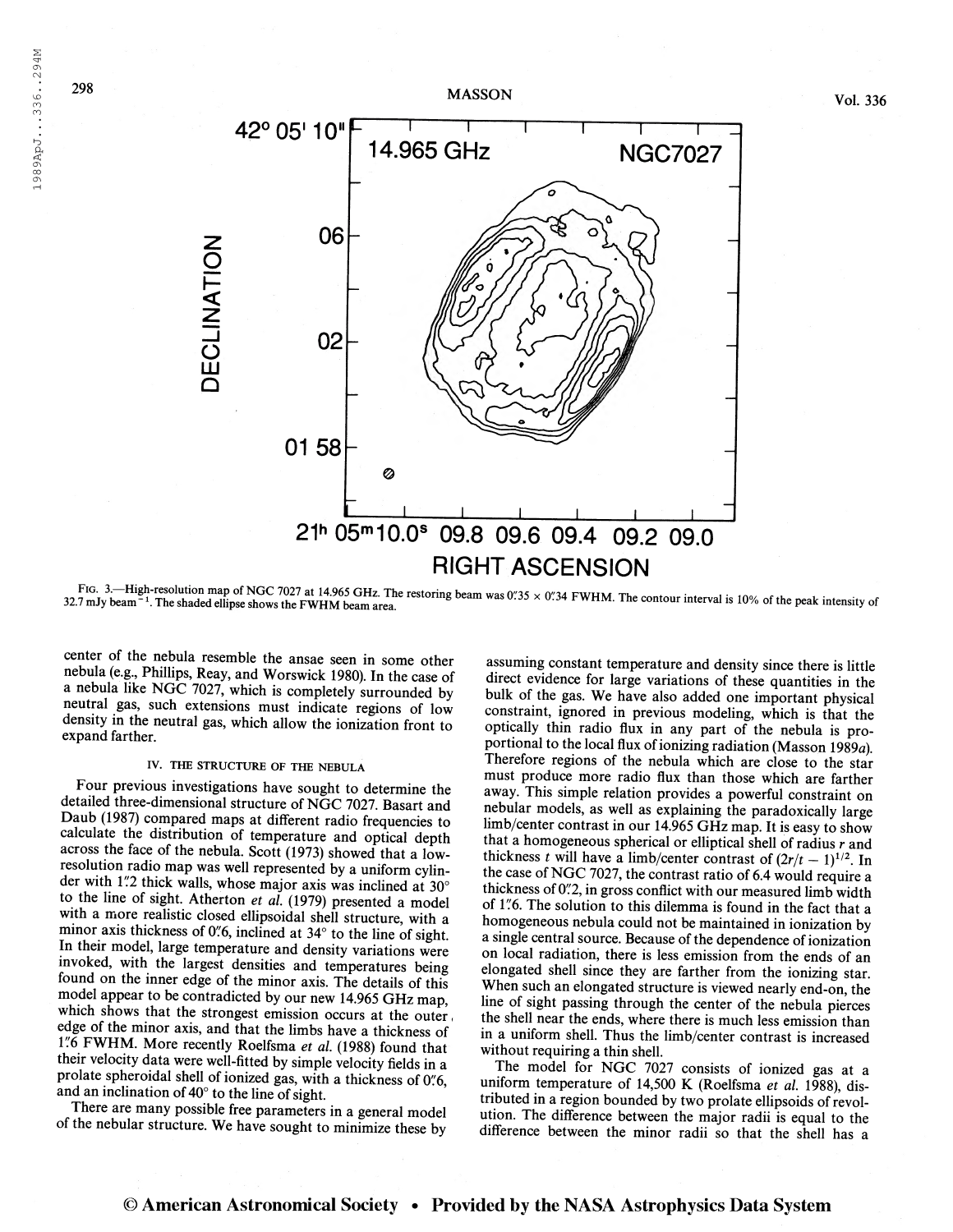FIG. 3.—High-resolution map of NGC 7027 at 14.965 GHz. The restoring beam was 0.″35 × 0.″34 FWHM. The contour interval is 10% of the peak intensity of 32.7 mJy beam$^{-1}$. The shaded ellipse shows the FWHM beam area.

center of the nebula resemble the ansae seen in some other nebula (e.g., Phillips, Reay, and Worswick 1980). In the case of a nebula like NGC 7027, which is completely surrounded by neutral gas, such extensions must indicate regions of low density in the neutral gas, which allow the ionization front to expand farther.

## IV. THE STRUCTURE OF THE NEBULA

Four previous investigations have sought to determine the detailed three-dimensional structure of NGC 7027. Basart and Daub (1987) compared maps at different radio frequencies to calculate the distribution of temperature and optical depth across the face of the nebula. Scott (1973) showed that a low-resolution radio map was well represented by a uniform cylinder with 1.″2 thick walls, whose major axis was inclined at 30° to the line of sight. Atherton *et al.* (1979) presented a model with a more realistic closed ellipsoidal shell structure, with a minor axis thickness of 0.″6, inclined at 34° to the line of sight. In their model, large temperature and density variations were invoked, with the largest densities and temperatures being found on the inner edge of the minor axis. The details of this model appear to be contradicted by our new 14.965 GHz map, which shows that the strongest emission occurs at the outer edge of the minor axis, and that the limbs have a thickness of 1.″6 FWHM. More recently Roelfsma *et al.* (1988) found that their velocity data were well-fitted by simple velocity fields in a prolate spheroidal shell of ionized gas, with a thickness of 0.″6, and an inclination of 40° to the line of sight.

There are many possible free parameters in a general model of the nebular structure. We have sought to minimize these by assuming constant temperature and density since there is little direct evidence for large variations of these quantities in the bulk of the gas. We have also added one important physical constraint, ignored in previous modeling, which is that the optically thin radio flux in any part of the nebula is proportional to the local flux of ionizing radiation (Masson 1989*a*). Therefore regions of the nebula which are close to the star must produce more radio flux than those which are farther away. This simple relation provides a powerful constraint on nebular models, as well as explaining the paradoxically large limb/center contrast in our 14.965 GHz map. It is easy to show that a homogeneous spherical or elliptical shell of radius $r$ and thickness $t$ will have a limb/center contrast of $(2r/t - 1)^{1/2}$. In the case of NGC 7027, the contrast ratio of 6.4 would require a thickness of 0.″2, in gross conflict with our measured limb width of 1.″6. The solution to this dilemma is found in the fact that a homogeneous nebula could not be maintained in ionization by a single central source. Because of the dependence of ionization on local radiation, there is less emission from the ends of an elongated shell since they are farther from the ionizing star. When such an elongated structure is viewed nearly end-on, the line of sight passing through the center of the nebula pierces the shell near the ends, where there is much less emission than in a uniform shell. Thus the limb/center contrast is increased without requiring a thin shell.

The model for NGC 7027 consists of ionized gas at a uniform temperature of 14,500 K (Roelfsma *et al.* 1988), distributed in a region bounded by two prolate ellipsoids of revolution. The difference between the major radii is equal to the difference between the minor radii so that the shell has a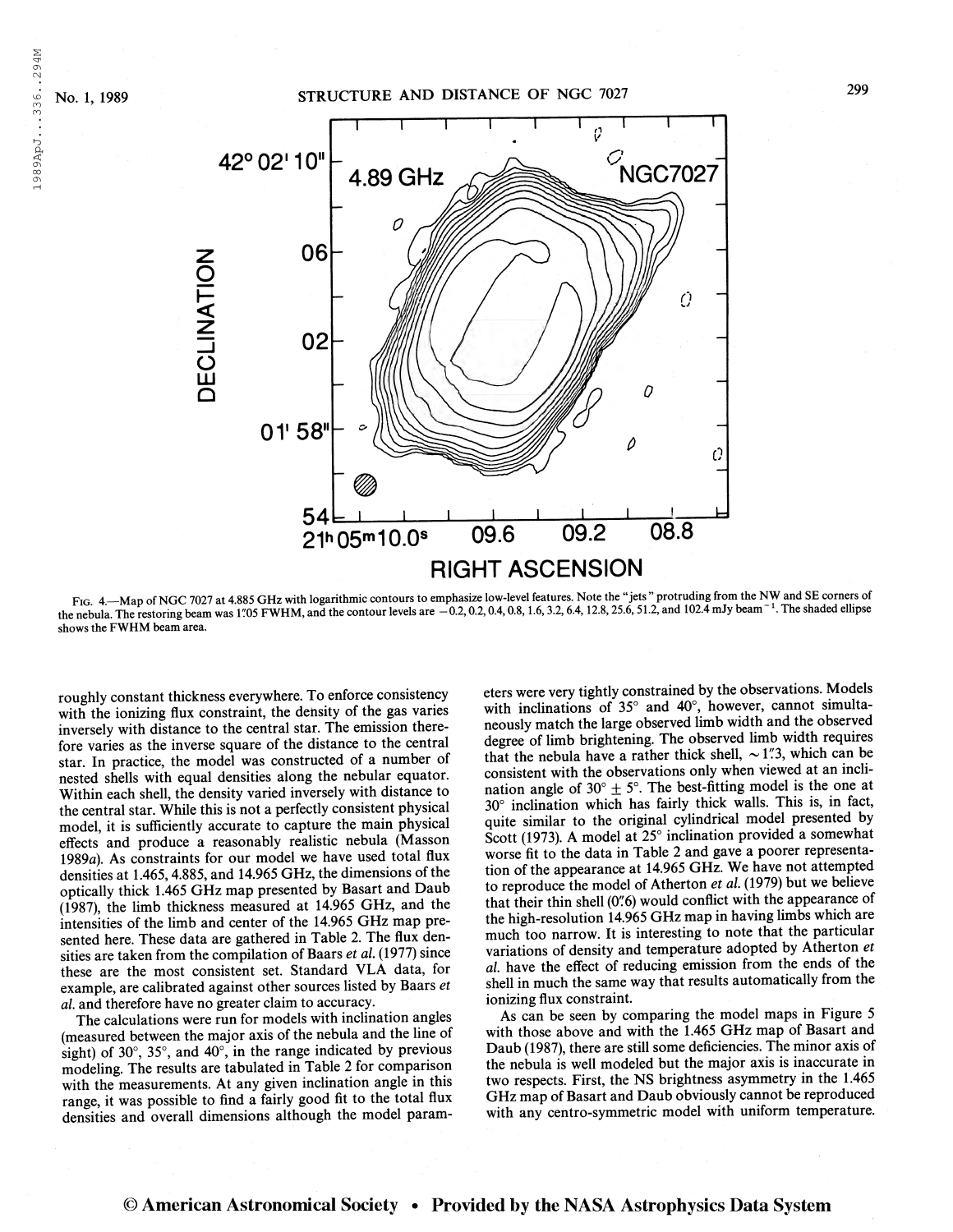FIG. 4.—Map of NGC 7027 at 4.885 GHz with logarithmic contours to emphasize low-level features. Note the "jets" protruding from the NW and SE corners of the nebula. The restoring beam was 1".05 FWHM, and the contour levels are −0.2, 0.2, 0.4, 0.8, 1.6, 3.2, 6.4, 12.8, 25.6, 51.2, and 102.4 mJy beam$^{-1}$. The shaded ellipse shows the FWHM beam area.

roughly constant thickness everywhere. To enforce consistency with the ionizing flux constraint, the density of the gas varies inversely with distance to the central star. The emission therefore varies as the inverse square of the distance to the central star. In practice, the model was constructed of a number of nested shells with equal densities along the nebular equator. Within each shell, the density varied inversely with distance to the central star. While this is not a perfectly consistent physical model, it is sufficiently accurate to capture the main physical effects and produce a reasonably realistic nebula (Masson 1989*a*). As constraints for our model we have used total flux densities at 1.465, 4.885, and 14.965 GHz, the dimensions of the optically thick 1.465 GHz map presented by Basart and Daub (1987), the limb thickness measured at 14.965 GHz, and the intensities of the limb and center of the 14.965 GHz map presented here. These data are gathered in Table 2. The flux densities are taken from the compilation of Baars *et al.* (1977) since these are the most consistent set. Standard VLA data, for example, are calibrated against other sources listed by Baars *et al.* and therefore have no greater claim to accuracy.

The calculations were run for models with inclination angles (measured between the major axis of the nebula and the line of sight) of 30°, 35°, and 40°, in the range indicated by previous modeling. The results are tabulated in Table 2 for comparison with the measurements. At any given inclination angle in this range, it was possible to find a fairly good fit to the total flux densities and overall dimensions although the model parameters were very tightly constrained by the observations. Models with inclinations of 35° and 40°, however, cannot simultaneously match the large observed limb width and the observed degree of limb brightening. The observed limb width requires that the nebula have a rather thick shell, ~1".3, which can be consistent with the observations only when viewed at an inclination angle of 30° ± 5°. The best-fitting model is the one at 30° inclination which has fairly thick walls. This is, in fact, quite similar to the original cylindrical model presented by Scott (1973). A model at 25° inclination provided a somewhat worse fit to the data in Table 2 and gave a poorer representation of the appearance at 14.965 GHz. We have not attempted to reproduce the model of Atherton *et al.* (1979) but we believe that their thin shell (0".6) would conflict with the appearance of the high-resolution 14.965 GHz map in having limbs which are much too narrow. It is interesting to note that the particular variations of density and temperature adopted by Atherton *et al.* have the effect of reducing emission from the ends of the shell in much the same way that results automatically from the ionizing flux constraint.

As can be seen by comparing the model maps in Figure 5 with those above and with the 1.465 GHz map of Basart and Daub (1987), there are still some deficiencies. The minor axis of the nebula is well modeled but the major axis is inaccurate in two respects. First, the NS brightness asymmetry in the 1.465 GHz map of Basart and Daub obviously cannot be reproduced with any centro-symmetric model with uniform temperature.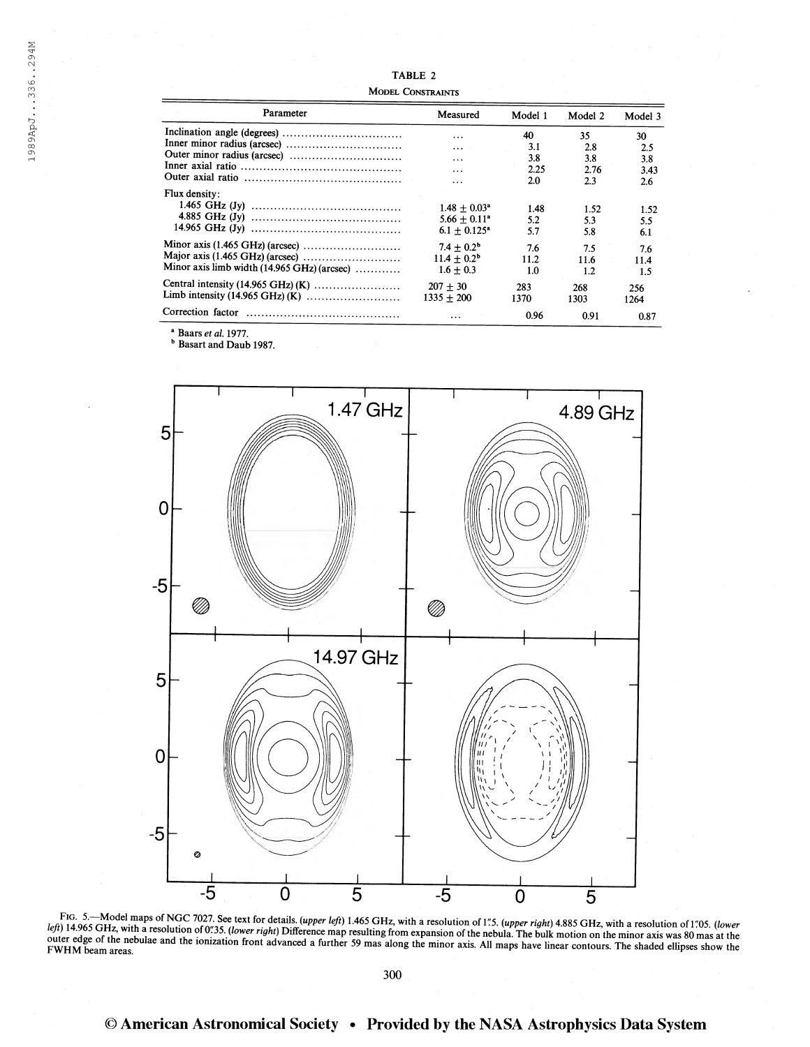TABLE 2

MODEL CONSTRAINTS

| Parameter | Measured | Model 1 | Model 2 | Model 3 |
|---|---|---|---|---|
| Inclination angle (degrees) | ... | 40 | 35 | 30 |
| Inner minor radius (arcsec) | ... | 3.1 | 2.8 | 2.5 |
| Outer minor radius (arcsec) | ... | 3.8 | 3.8 | 3.8 |
| Inner axial ratio | ... | 2.25 | 2.76 | 3.43 |
| Outer axial ratio | ... | 2.0 | 2.3 | 2.6 |
| Flux density: | | | | |
| 1.465 GHz (Jy) | 1.48 ± 0.03[a] | 1.48 | 1.52 | 1.52 |
| 4.885 GHz (Jy) | 5.66 ± 0.11[a] | 5.2 | 5.3 | 5.5 |
| 14.965 GHz (Jy) | 6.1 ± 0.125[a] | 5.7 | 5.8 | 6.1 |
| Minor axis (1.465 GHz) (arcsec) | 7.4 ± 0.2[b] | 7.6 | 7.5 | 7.6 |
| Major axis (1.465 GHz) (arcsec) | 11.4 ± 0.2[b] | 11.2 | 11.6 | 11.4 |
| Minor axis limb width (14.965 GHz) (arcsec) | 1.6 ± 0.3 | 1.0 | 1.2 | 1.5 |
| Central intensity (14.965 GHz) (K) | 207 ± 30 | 283 | 268 | 256 |
| Limb intensity (14.965 GHz) (K) | 1335 ± 200 | 1370 | 1303 | 1264 |
| Correction factor | ... | 0.96 | 0.91 | 0.87 |

[a] Baars *et al.* 1977.

[b] Basart and Daub 1987.

FIG. 5.—Model maps of NGC 7027. See text for details. (*upper left*) 1.465 GHz, with a resolution of 1″.5. (*upper right*) 4.885 GHz, with a resolution of 1″.05. (*lower left*) 14.965 GHz, with a resolution of 0″.35. (*lower right*) Difference map resulting from expansion of the nebula. The bulk motion on the minor axis was 80 mas at the outer edge of the nebulae and the ionization front advanced a further 59 mas along the minor axis. All maps have linear contours. The shaded ellipses show the FWHM beam areas.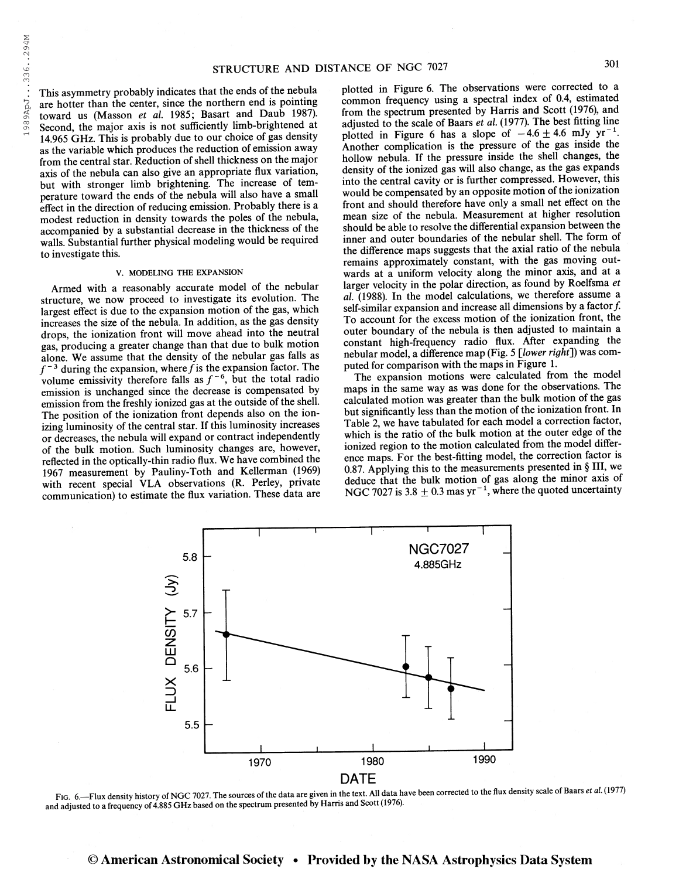This asymmetry probably indicates that the ends of the nebula are hotter than the center, since the northern end is pointing toward us (Masson *et al.* 1985; Basart and Daub 1987). Second, the major axis is not sufficiently limb-brightened at 14.965 GHz. This is probably due to our choice of gas density as the variable which produces the reduction of emission away from the central star. Reduction of shell thickness on the major axis of the nebula can also give an appropriate flux variation, but with stronger limb brightening. The increase of temperature toward the ends of the nebula will also have a small effect in the direction of reducing emission. Probably there is a modest reduction in density towards the poles of the nebula, accompanied by a substantial decrease in the thickness of the walls. Substantial further physical modeling would be required to investigate this.

## V. MODELING THE EXPANSION

Armed with a reasonably accurate model of the nebular structure, we now proceed to investigate its evolution. The largest effect is due to the expansion motion of the gas, which increases the size of the nebula. In addition, as the gas density drops, the ionization front will move ahead into the neutral gas, producing a greater change than that due to bulk motion alone. We assume that the density of the nebular gas falls as $f^{-3}$ during the expansion, where $f$ is the expansion factor. The volume emissivity therefore falls as $f^{-6}$, but the total radio emission is unchanged since the decrease is compensated by emission from the freshly ionized gas at the outside of the shell. The position of the ionization front depends also on the ionizing luminosity of the central star. If this luminosity increases or decreases, the nebula will expand or contract independently of the bulk motion. Such luminosity changes are, however, reflected in the optically-thin radio flux. We have combined the 1967 measurement by Pauliny-Toth and Kellerman (1969) with recent special VLA observations (R. Perley, private communication) to estimate the flux variation. These data are plotted in Figure 6. The observations were corrected to a common frequency using a spectral index of 0.4, estimated from the spectrum presented by Harris and Scott (1976), and adjusted to the scale of Baars *et al.* (1977). The best fitting line plotted in Figure 6 has a slope of $-4.6 \pm 4.6$ mJy yr$^{-1}$. Another complication is the pressure of the gas inside the hollow nebula. If the pressure inside the shell changes, the density of the ionized gas will also change, as the gas expands into the central cavity or is further compressed. However, this would be compensated by an opposite motion of the ionization front and should therefore have only a small net effect on the mean size of the nebula. Measurement at higher resolution should be able to resolve the differential expansion between the inner and outer boundaries of the nebular shell. The form of the difference maps suggests that the axial ratio of the nebula remains approximately constant, with the gas moving outwards at a uniform velocity along the minor axis, and at a larger velocity in the polar direction, as found by Roelfsma *et al.* (1988). In the model calculations, we therefore assume a self-similar expansion and increase all dimensions by a factor $f$. To account for the excess motion of the ionization front, the outer boundary of the nebula is then adjusted to maintain a constant high-frequency radio flux. After expanding the nebular model, a difference map (Fig. 5 [*lower right*]) was computed for comparison with the maps in Figure 1.

The expansion motions were calculated from the model maps in the same way as was done for the observations. The calculated motion was greater than the bulk motion of the gas but significantly less than the motion of the ionization front. In Table 2, we have tabulated for each model a correction factor, which is the ratio of the bulk motion at the outer edge of the ionized region to the motion calculated from the model difference maps. For the best-fitting model, the correction factor is 0.87. Applying this to the measurements presented in § III, we deduce that the bulk motion of gas along the minor axis of NGC 7027 is $3.8 \pm 0.3$ mas yr$^{-1}$, where the quoted uncertainty

FIG. 6.—Flux density history of NGC 7027. The sources of the data are given in the text. All data have been corrected to the flux density scale of Baars *et al.* (1977) and adjusted to a frequency of 4.885 GHz based on the spectrum presented by Harris and Scott (1976).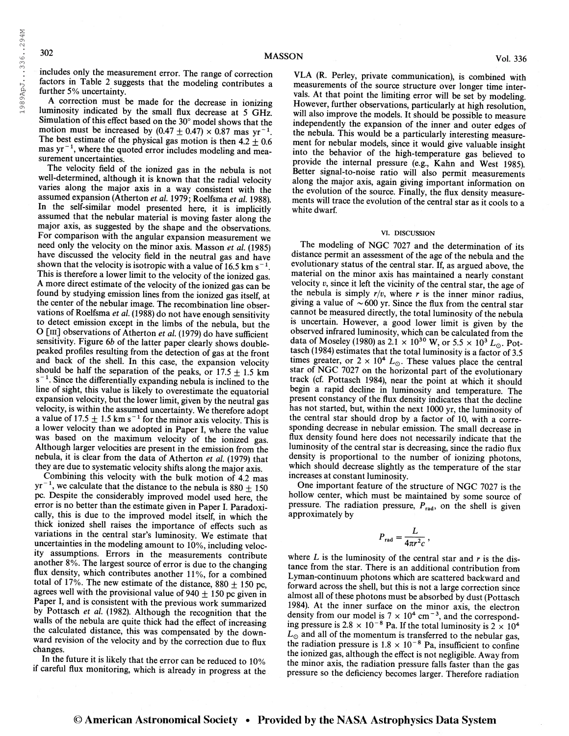includes only the measurement error. The range of correction factors in Table 2 suggests that the modeling contributes a further 5% uncertainty.

A correction must be made for the decrease in ionizing luminosity indicated by the small flux decrease at 5 GHz. Simulation of this effect based on the 30° model shows that the motion must be increased by $(0.47 \pm 0.47) \times 0.87$ mas $\text{yr}^{-1}$. The best estimate of the physical gas motion is then $4.2 \pm 0.6$ mas $\text{yr}^{-1}$, where the quoted error includes modeling and measurement uncertainties.

The velocity field of the ionized gas in the nebula is not well-determined, although it is known that the radial velocity varies along the major axis in a way consistent with the assumed expansion (Atherton *et al.* 1979; Roelfsma *et al.* 1988). In the self-similar model presented here, it is implicitly assumed that the nebular material is moving faster along the major axis, as suggested by the shape and the observations. For comparison with the angular expansion measurement we need only the velocity on the minor axis. Masson *et al.* (1985) have discussed the velocity field in the neutral gas and have shown that the velocity is isotropic with a value of 16.5 km $\text{s}^{-1}$. This is therefore a lower limit to the velocity of the ionized gas. A more direct estimate of the velocity of the ionized gas can be found by studying emission lines from the ionized gas itself, at the center of the nebular image. The recombination line observations of Roelfsma *et al.* (1988) do not have enough sensitivity to detect emission except in the limbs of the nebula, but the O [III] observations of Atherton *et al.* (1979) do have sufficient sensitivity. Figure 6*b* of the latter paper clearly shows double-peaked profiles resulting from the detection of gas at the front and back of the shell. In this case, the expansion velocity should be half the separation of the peaks, or $17.5 \pm 1.5$ km $\text{s}^{-1}$. Since the differentially expanding nebula is inclined to the line of sight, this value is likely to overestimate the equatorial expansion velocity, but the lower limit, given by the neutral gas velocity, is within the assumed uncertainty. We therefore adopt a value of $17.5 \pm 1.5$ km $\text{s}^{-1}$ for the minor axis velocity. This is a lower velocity than we adopted in Paper I, where the value was based on the maximum velocity of the ionized gas. Although larger velocities are present in the emission from the nebula, it is clear from the data of Atherton *et al.* (1979) that they are due to systematic velocity shifts along the major axis.

Combining this velocity with the bulk motion of 4.2 mas $\text{yr}^{-1}$, we calculate that the distance to the nebula is $880 \pm 150$ pc. Despite the considerably improved model used here, the error is no better than the estimate given in Paper I. Paradoxically, this is due to the improved model itself, in which the thick ionized shell raises the importance of effects such as variations in the central star's luminosity. We estimate that uncertainties in the modeling amount to 10%, including velocity assumptions. Errors in the measurements contribute another 8%. The largest source of error is due to the changing flux density, which contributes another 11%, for a combined total of 17%. The new estimate of the distance, $880 \pm 150$ pc, agrees well with the provisional value of $940 \pm 150$ pc given in Paper I, and is consistent with the previous work summarized by Pottasch *et al.* (1982). Although the recognition that the walls of the nebula are quite thick had the effect of increasing the calculated distance, this was compensated by the downward revision of the velocity and by the correction due to flux changes.

In the future it is likely that the error can be reduced to 10% if careful flux monitoring, which is already in progress at the VLA (R. Perley, private communication), is combined with measurements of the source structure over longer time intervals. At that point the limiting error will be set by modeling. However, further observations, particularly at high resolution, will also improve the models. It should be possible to measure independently the expansion of the inner and outer edges of the nebula. This would be a particularly interesting measurement for nebular models, since it would give valuable insight into the behavior of the high-temperature gas believed to provide the internal pressure (e.g., Kahn and West 1985). Better signal-to-noise ratio will also permit measurements along the major axis, again giving important information on the evolution of the source. Finally, the flux density measurements will trace the evolution of the central star as it cools to a white dwarf.

## VI. DISCUSSION

The modeling of NGC 7027 and the determination of its distance permit an assessment of the age of the nebula and the evolutionary status of the central star. If, as argued above, the material on the minor axis has maintained a nearly constant velocity $v$, since it left the vicinity of the central star, the age of the nebula is simply $r/v$, where $r$ is the inner minor radius, giving a value of $\sim 600$ yr. Since the flux from the central star cannot be measured directly, the total luminosity of the nebula is uncertain. However, a good lower limit is given by the observed infrared luminosity, which can be calculated from the data of Moseley (1980) as $2.1 \times 10^{30}$ W, or $5.5 \times 10^3\ L_\odot$. Pottasch (1984) estimates that the total luminosity is a factor of 3.5 times greater, or $2 \times 10^4\ L_\odot$. These values place the central star of NGC 7027 on the horizontal part of the evolutionary track (cf. Pottasch 1984), near the point at which it should begin a rapid decline in luminosity and temperature. The present constancy of the flux density indicates that the decline has not started, but, within the next 1000 yr, the luminosity of the central star should drop by a factor of 10, with a corresponding decrease in nebular emission. The small decrease in flux density found here does not necessarily indicate that the luminosity of the central star is decreasing, since the radio flux density is proportional to the number of ionizing photons, which should decrease slightly as the temperature of the star increases at constant luminosity.

One important feature of the structure of NGC 7027 is the hollow center, which must be maintained by some source of pressure. The radiation pressure, $P_{\text{rad}}$, on the shell is given approximately by

$$P_{\text{rad}} = \frac{L}{4\pi r^2 c},$$

where $L$ is the luminosity of the central star and $r$ is the distance from the star. There is an additional contribution from Lyman-continuum photons which are scattered backward and forward across the shell, but this is not a large correction since almost all of these photons must be absorbed by dust (Pottasch 1984). At the inner surface on the minor axis, the electron density from our model is $7 \times 10^4$ $\text{cm}^{-3}$, and the corresponding pressure is $2.8 \times 10^{-8}$ Pa. If the total luminosity is $2 \times 10^4$ $L_\odot$ and all of the momentum is transferred to the nebular gas, the radiation pressure is $1.8 \times 10^{-8}$ Pa, insufficient to confine the ionized gas, although the effect is not negligible. Away from the minor axis, the radiation pressure falls faster than the gas pressure so the deficiency becomes larger. Therefore radiation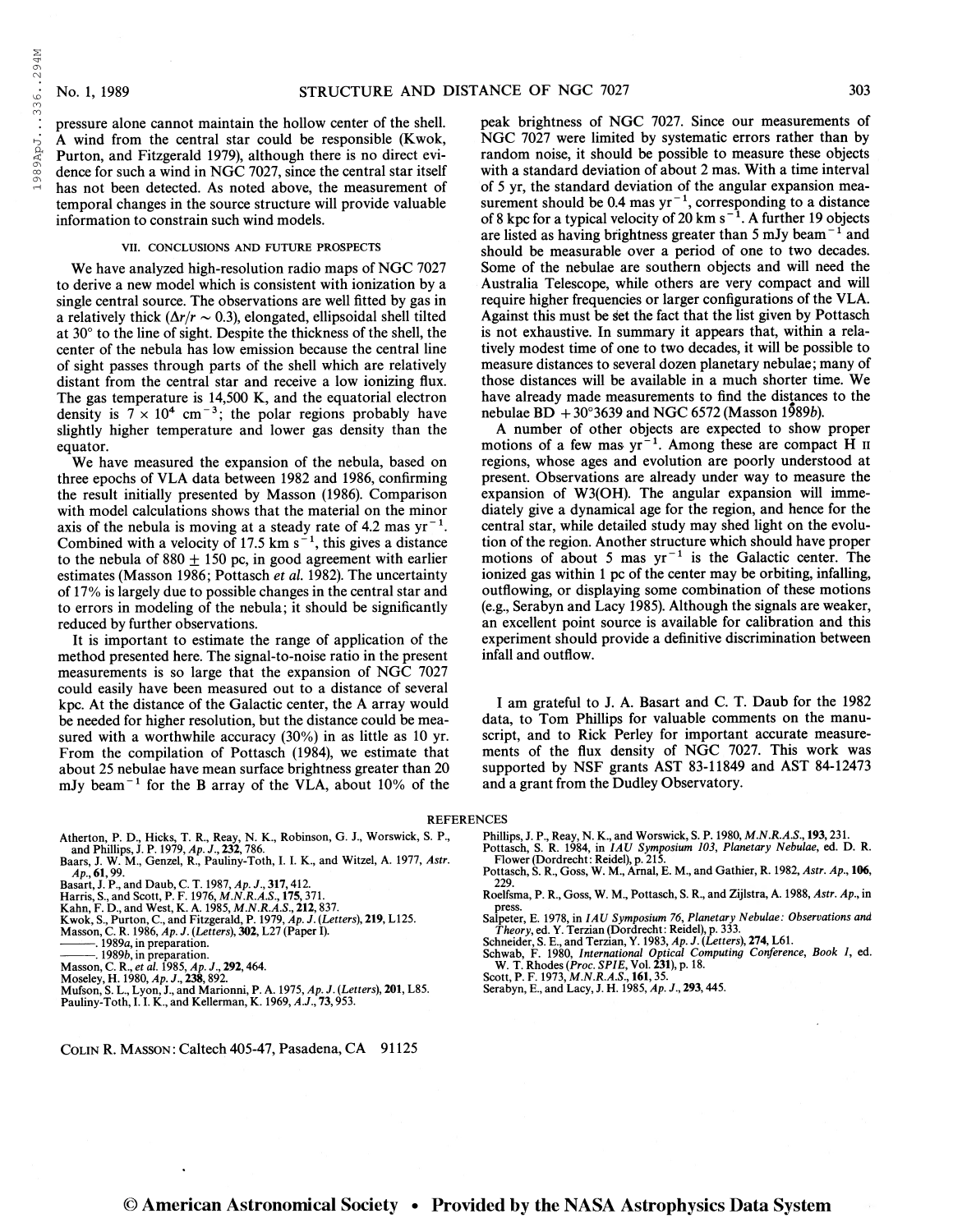pressure alone cannot maintain the hollow center of the shell. A wind from the central star could be responsible (Kwok, Purton, and Fitzgerald 1979), although there is no direct evidence for such a wind in NGC 7027, since the central star itself has not been detected. As noted above, the measurement of temporal changes in the source structure will provide valuable information to constrain such wind models.

### VII. CONCLUSIONS AND FUTURE PROSPECTS

We have analyzed high-resolution radio maps of NGC 7027 to derive a new model which is consistent with ionization by a single central source. The observations are well fitted by gas in a relatively thick ($\Delta r/r \sim 0.3$), elongated, ellipsoidal shell tilted at 30° to the line of sight. Despite the thickness of the shell, the center of the nebula has low emission because the central line of sight passes through parts of the shell which are relatively distant from the central star and receive a low ionizing flux. The gas temperature is 14,500 K, and the equatorial electron density is $7 \times 10^4$ cm$^{-3}$; the polar regions probably have slightly higher temperature and lower gas density than the equator.

We have measured the expansion of the nebula, based on three epochs of VLA data between 1982 and 1986, confirming the result initially presented by Masson (1986). Comparison with model calculations shows that the material on the minor axis of the nebula is moving at a steady rate of 4.2 mas yr$^{-1}$. Combined with a velocity of 17.5 km s$^{-1}$, this gives a distance to the nebula of $880 \pm 150$ pc, in good agreement with earlier estimates (Masson 1986; Pottasch *et al.* 1982). The uncertainty of 17% is largely due to possible changes in the central star and to errors in modeling of the nebula; it should be significantly reduced by further observations.

It is important to estimate the range of application of the method presented here. The signal-to-noise ratio in the present measurements is so large that the expansion of NGC 7027 could easily have been measured out to a distance of several kpc. At the distance of the Galactic center, the A array would be needed for higher resolution, but the distance could be measured with a worthwhile accuracy (30%) in as little as 10 yr. From the compilation of Pottasch (1984), we estimate that about 25 nebulae have mean surface brightness greater than 20 mJy beam$^{-1}$ for the B array of the VLA, about 10% of the peak brightness of NGC 7027. Since our measurements of NGC 7027 were limited by systematic errors rather than by random noise, it should be possible to measure these objects with a standard deviation of about 2 mas. With a time interval of 5 yr, the standard deviation of the angular expansion measurement should be 0.4 mas yr$^{-1}$, corresponding to a distance of 8 kpc for a typical velocity of 20 km s$^{-1}$. A further 19 objects are listed as having brightness greater than 5 mJy beam$^{-1}$ and should be measurable over a period of one to two decades. Some of the nebulae are southern objects and will need the Australia Telescope, while others are very compact and will require higher frequencies or larger configurations of the VLA. Against this must be set the fact that the list given by Pottasch is not exhaustive. In summary it appears that, within a relatively modest time of one to two decades, it will be possible to measure distances to several dozen planetary nebulae; many of those distances will be available in a much shorter time. We have already made measurements to find the distances to the nebulae BD $+30°3639$ and NGC 6572 (Masson 1989*b*).

A number of other objects are expected to show proper motions of a few mas yr$^{-1}$. Among these are compact H II regions, whose ages and evolution are poorly understood at present. Observations are already under way to measure the expansion of W3(OH). The angular expansion will immediately give a dynamical age for the region, and hence for the central star, while detailed study may shed light on the evolution of the region. Another structure which should have proper motions of about 5 mas yr$^{-1}$ is the Galactic center. The ionized gas within 1 pc of the center may be orbiting, infalling, outflowing, or displaying some combination of these motions (e.g., Serabyn and Lacy 1985). Although the signals are weaker, an excellent point source is available for calibration and this experiment should provide a definitive discrimination between infall and outflow.

I am grateful to J. A. Basart and C. T. Daub for the 1982 data, to Tom Phillips for valuable comments on the manuscript, and to Rick Perley for important accurate measurements of the flux density of NGC 7027. This work was supported by NSF grants AST 83-11849 and AST 84-12473 and a grant from the Dudley Observatory.

## REFERENCES

Atherton, P. D., Hicks, T. R., Reay, N. K., Robinson, G. J., Worswick, S. P., and Phillips, J. P. 1979, *Ap. J.*, **232**, 786.
Baars, J. W. M., Genzel, R., Pauliny-Toth, I. I. K., and Witzel, A. 1977, *Astr. Ap.*, **61**, 99.
Basart, J. P., and Daub, C. T. 1987, *Ap. J.*, **317**, 412.
Harris, S., and Scott, P. F. 1976, *M.N.R.A.S.*, **175**, 371.
Kahn, F. D., and West, K. A. 1985, *M.N.R.A.S.*, **212**, 837.
Kwok, S., Purton, C., and Fitzgerald, P. 1979, *Ap. J. (Letters)*, **219**, L125.
Masson, C. R. 1986, *Ap. J. (Letters)*, **302**, L27 (Paper I).
———. 1989*a*, in preparation.
———. 1989*b*, in preparation.
Masson, C. R., *et al.* 1985, *Ap. J.*, **292**, 464.
Moseley, H. 1980, *Ap. J.*, **238**, 892.
Mufson, S. L., Lyon, J., and Marionni, P. A. 1975, *Ap. J. (Letters)*, **201**, L85.
Pauliny-Toth, I. I. K., and Kellerman, K. 1969, *A.J.*, **73**, 953.
Phillips, J. P., Reay, N. K., and Worswick, S. P. 1980, *M.N.R.A.S.*, **193**, 231.
Pottasch, S. R. 1984, in *IAU Symposium 103, Planetary Nebulae*, ed. D. R. Flower (Dordrecht: Reidel), p. 215.
Pottasch, S. R., Goss, W. M., Arnal, E. M., and Gathier, R. 1982, *Astr. Ap.*, **106**, 229.
Roelfsma, P. R., Goss, W. M., Pottasch, S. R., and Zijlstra, A. 1988, *Astr. Ap.*, in press.
Salpeter, E. 1978, in *IAU Symposium 76, Planetary Nebulae: Observations and Theory*, ed. Y. Terzian (Dordrecht: Reidel), p. 333.
Schneider, S. E., and Terzian, Y. 1983, *Ap. J. (Letters)*, **274**, L61.
Schwab, F. 1980, *International Optical Computing Conference, Book 1*, ed. W. T. Rhodes (*Proc. SPIE*, Vol. **231**), p. 18.
Scott, P. F. 1973, *M.N.R.A.S.*, **161**, 35.
Serabyn, E., and Lacy, J. H. 1985, *Ap. J.*, **293**, 445.

COLIN R. MASSON: Caltech 405-47, Pasadena, CA 91125